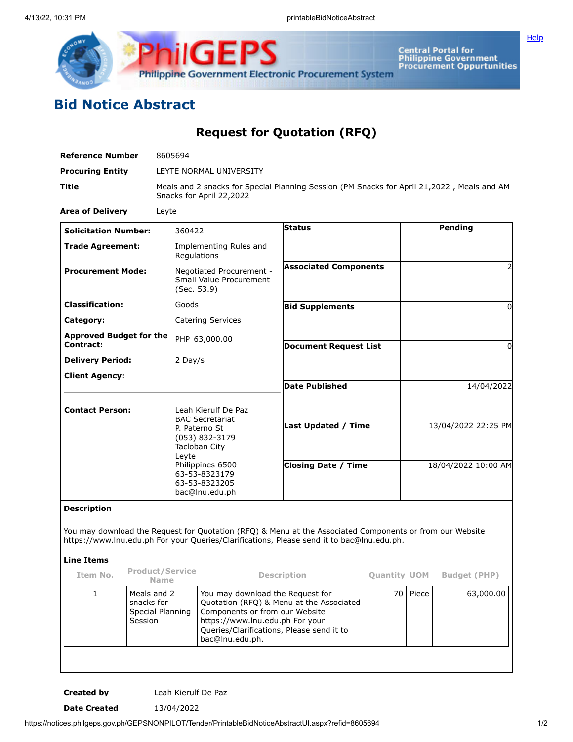# Bid Notice Abstract

## Request for Quotation (RFQ)

| | |
|---|---|
| **Reference Number** | 8605694 |
| **Procuring Entity** | LEYTE NORMAL UNIVERSITY |
| **Title** | Meals and 2 snacks for Special Planning Session (PM Snacks for April 21,2022 , Meals and AM Snacks for April 22,2022 |
| **Area of Delivery** | Leyte |

| | | | |
|---|---|---|---|
| **Solicitation Number:** | 360422 | **Status** | Pending |
| **Trade Agreement:** | Implementing Rules and Regulations | | |
| **Procurement Mode:** | Negotiated Procurement - Small Value Procurement (Sec. 53.9) | **Associated Components** | 2 |
| **Classification:** | Goods | **Bid Supplements** | 0 |
| **Category:** | Catering Services | | |
| **Approved Budget for the Contract:** | PHP 63,000.00 | **Document Request List** | 0 |
| **Delivery Period:** | 2 Day/s | | |
| **Client Agency:** | | **Date Published** | 14/04/2022 |
| **Contact Person:** | Leah Kierulf De Paz<br>BAC Secretariat<br>P. Paterno St<br>(053) 832-3179<br>Tacloban City<br>Leyte<br>Philippines 6500<br>63-53-8323179<br>63-53-8323205<br>bac@lnu.edu.ph | **Last Updated / Time** | 13/04/2022 22:25 PM |
| | | **Closing Date / Time** | 18/04/2022 10:00 AM |

**Description**

You may download the Request for Quotation (RFQ) & Menu at the Associated Components or from our Website https://www.lnu.edu.ph For your Queries/Clarifications, Please send it to bac@lnu.edu.ph.

**Line Items**

| Item No. | Product/Service Name | Description | Quantity | UOM | Budget (PHP) |
|---|---|---|---|---|---|
| 1 | Meals and 2 snacks for Special Planning Session | You may download the Request for Quotation (RFQ) & Menu at the Associated Components or from our Website https://www.lnu.edu.ph For your Queries/Clarifications, Please send it to bac@lnu.edu.ph. | 70 | Piece | 63,000.00 |

| | |
|---|---|
| **Created by** | Leah Kierulf De Paz |
| **Date Created** | 13/04/2022 |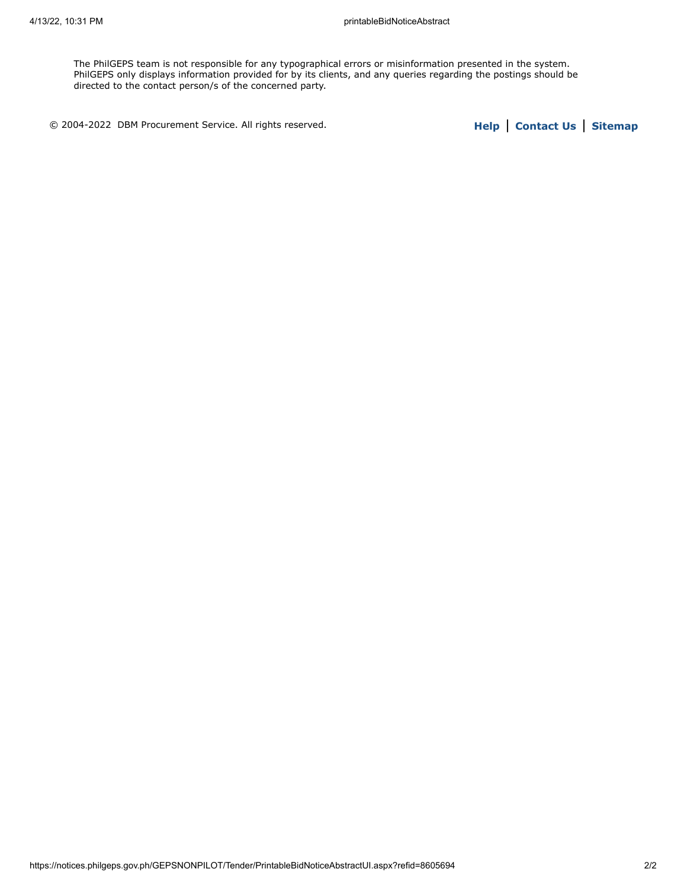The PhilGEPS team is not responsible for any typographical errors or misinformation presented in the system. PhilGEPS only displays information provided for by its clients, and any queries regarding the postings should be directed to the contact person/s of the concerned party.

© 2004-2022 DBM Procurement Service. All rights reserved.

**Help** | **Contact Us** | **Sitemap**